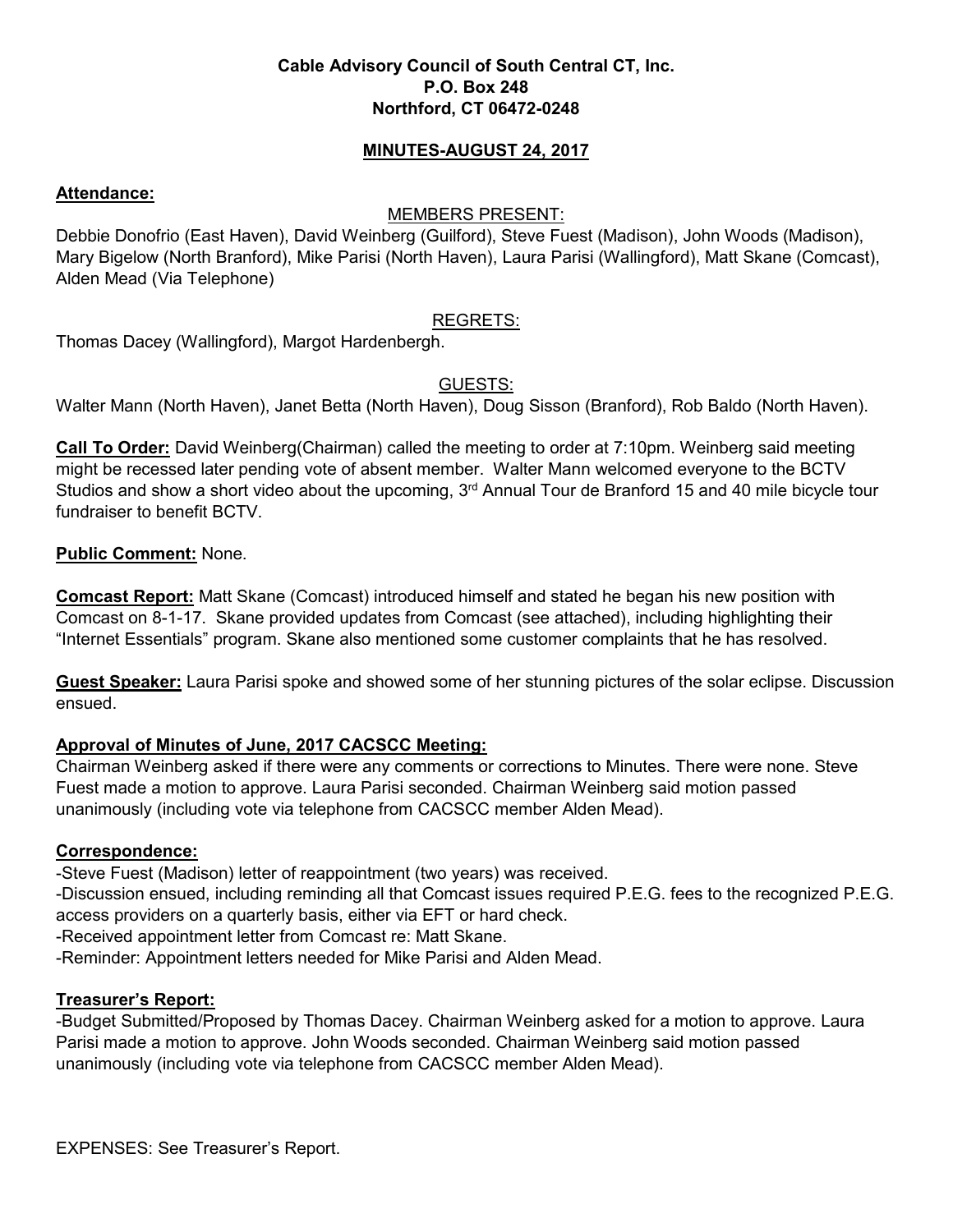**Cable Advisory Council of South Central CT, Inc.**
**P.O. Box 248**
**Northford, CT 06472-0248**

## MINUTES-AUGUST 24, 2017

**Attendance:**

MEMBERS PRESENT:

Debbie Donofrio (East Haven), David Weinberg (Guilford), Steve Fuest (Madison), John Woods (Madison), Mary Bigelow (North Branford), Mike Parisi (North Haven), Laura Parisi (Wallingford), Matt Skane (Comcast), Alden Mead (Via Telephone)

REGRETS:

Thomas Dacey (Wallingford), Margot Hardenbergh.

GUESTS:

Walter Mann (North Haven), Janet Betta (North Haven), Doug Sisson (Branford), Rob Baldo (North Haven).

**Call To Order:** David Weinberg(Chairman) called the meeting to order at 7:10pm. Weinberg said meeting might be recessed later pending vote of absent member. Walter Mann welcomed everyone to the BCTV Studios and show a short video about the upcoming, 3rd Annual Tour de Branford 15 and 40 mile bicycle tour fundraiser to benefit BCTV.

**Public Comment:** None.

**Comcast Report:** Matt Skane (Comcast) introduced himself and stated he began his new position with Comcast on 8-1-17. Skane provided updates from Comcast (see attached), including highlighting their "Internet Essentials" program. Skane also mentioned some customer complaints that he has resolved.

**Guest Speaker:** Laura Parisi spoke and showed some of her stunning pictures of the solar eclipse. Discussion ensued.

**Approval of Minutes of June, 2017 CACSCC Meeting:**

Chairman Weinberg asked if there were any comments or corrections to Minutes. There were none. Steve Fuest made a motion to approve. Laura Parisi seconded. Chairman Weinberg said motion passed unanimously (including vote via telephone from CACSCC member Alden Mead).

**Correspondence:**

-Steve Fuest (Madison) letter of reappointment (two years) was received.
-Discussion ensued, including reminding all that Comcast issues required P.E.G. fees to the recognized P.E.G. access providers on a quarterly basis, either via EFT or hard check.
-Received appointment letter from Comcast re: Matt Skane.
-Reminder: Appointment letters needed for Mike Parisi and Alden Mead.

**Treasurer's Report:**

-Budget Submitted/Proposed by Thomas Dacey. Chairman Weinberg asked for a motion to approve. Laura Parisi made a motion to approve. John Woods seconded. Chairman Weinberg said motion passed unanimously (including vote via telephone from CACSCC member Alden Mead).

EXPENSES: See Treasurer's Report.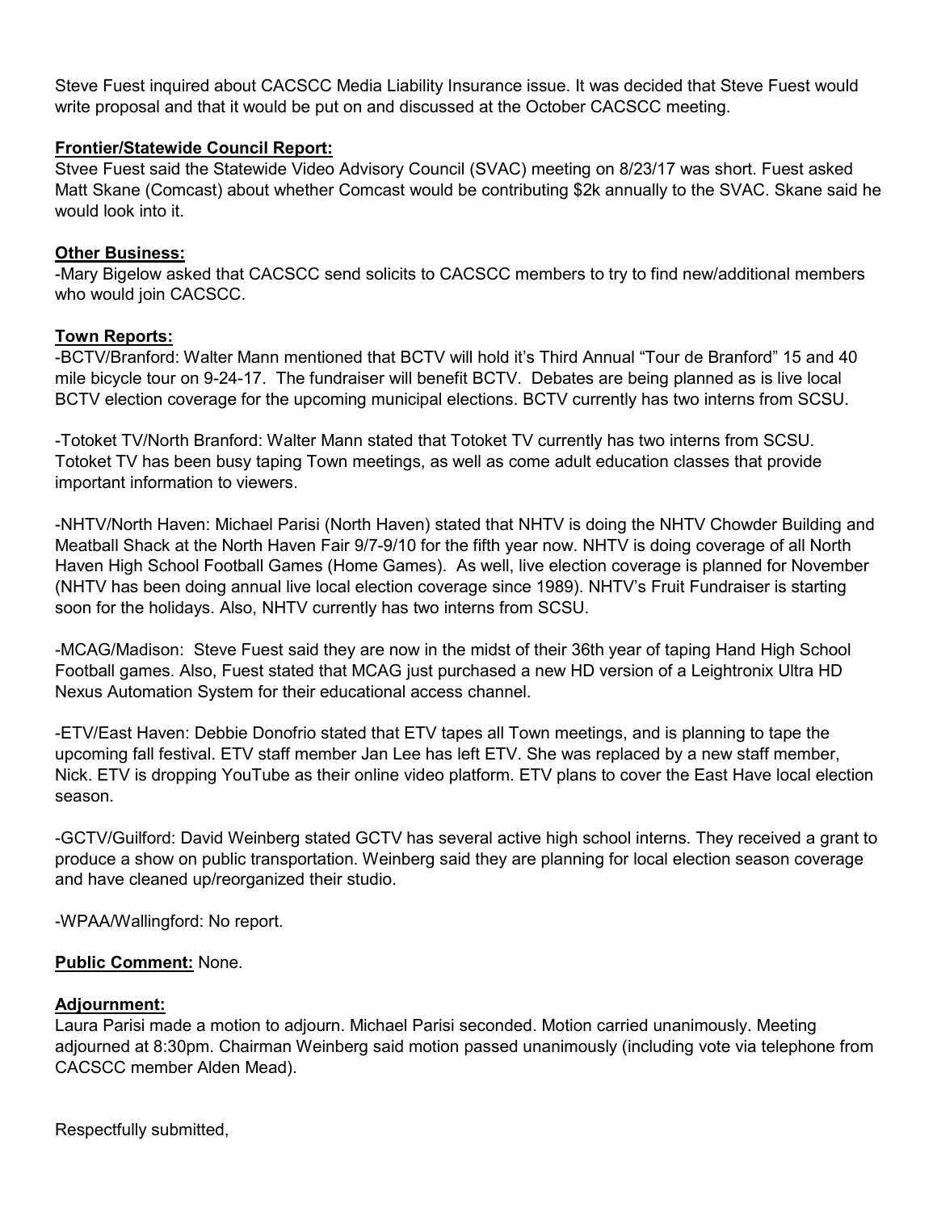Steve Fuest inquired about CACSCC Media Liability Insurance issue. It was decided that Steve Fuest would write proposal and that it would be put on and discussed at the October CACSCC meeting.

**Frontier/Statewide Council Report:**

Stvee Fuest said the Statewide Video Advisory Council (SVAC) meeting on 8/23/17 was short. Fuest asked Matt Skane (Comcast) about whether Comcast would be contributing $2k annually to the SVAC. Skane said he would look into it.

**Other Business:**

-Mary Bigelow asked that CACSCC send solicits to CACSCC members to try to find new/additional members who would join CACSCC.

**Town Reports:**

-BCTV/Branford: Walter Mann mentioned that BCTV will hold it's Third Annual "Tour de Branford" 15 and 40 mile bicycle tour on 9-24-17. The fundraiser will benefit BCTV. Debates are being planned as is live local BCTV election coverage for the upcoming municipal elections. BCTV currently has two interns from SCSU.

-Totoket TV/North Branford: Walter Mann stated that Totoket TV currently has two interns from SCSU. Totoket TV has been busy taping Town meetings, as well as come adult education classes that provide important information to viewers.

-NHTV/North Haven: Michael Parisi (North Haven) stated that NHTV is doing the NHTV Chowder Building and Meatball Shack at the North Haven Fair 9/7-9/10 for the fifth year now. NHTV is doing coverage of all North Haven High School Football Games (Home Games). As well, live election coverage is planned for November (NHTV has been doing annual live local election coverage since 1989). NHTV's Fruit Fundraiser is starting soon for the holidays. Also, NHTV currently has two interns from SCSU.

-MCAG/Madison: Steve Fuest said they are now in the midst of their 36th year of taping Hand High School Football games. Also, Fuest stated that MCAG just purchased a new HD version of a Leightronix Ultra HD Nexus Automation System for their educational access channel.

-ETV/East Haven: Debbie Donofrio stated that ETV tapes all Town meetings, and is planning to tape the upcoming fall festival. ETV staff member Jan Lee has left ETV. She was replaced by a new staff member, Nick. ETV is dropping YouTube as their online video platform. ETV plans to cover the East Have local election season.

-GCTV/Guilford: David Weinberg stated GCTV has several active high school interns. They received a grant to produce a show on public transportation. Weinberg said they are planning for local election season coverage and have cleaned up/reorganized their studio.

-WPAA/Wallingford: No report.

**Public Comment:** None.

**Adjournment:**

Laura Parisi made a motion to adjourn. Michael Parisi seconded. Motion carried unanimously. Meeting adjourned at 8:30pm. Chairman Weinberg said motion passed unanimously (including vote via telephone from CACSCC member Alden Mead).

Respectfully submitted,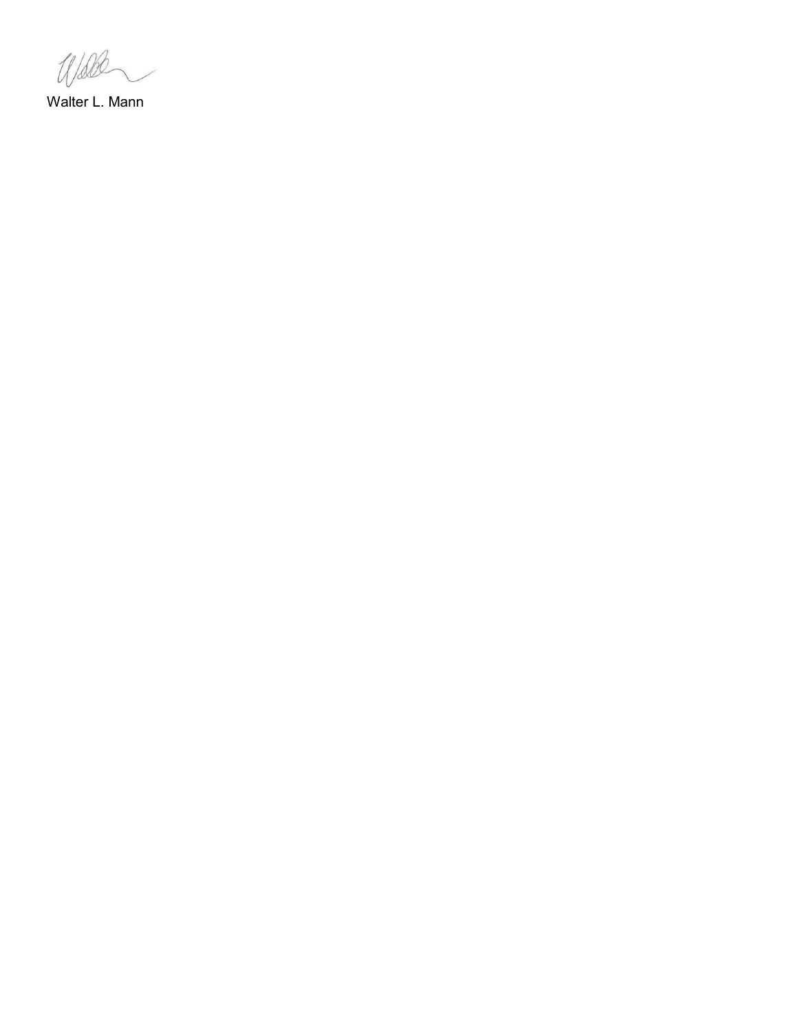Walter L. Mann